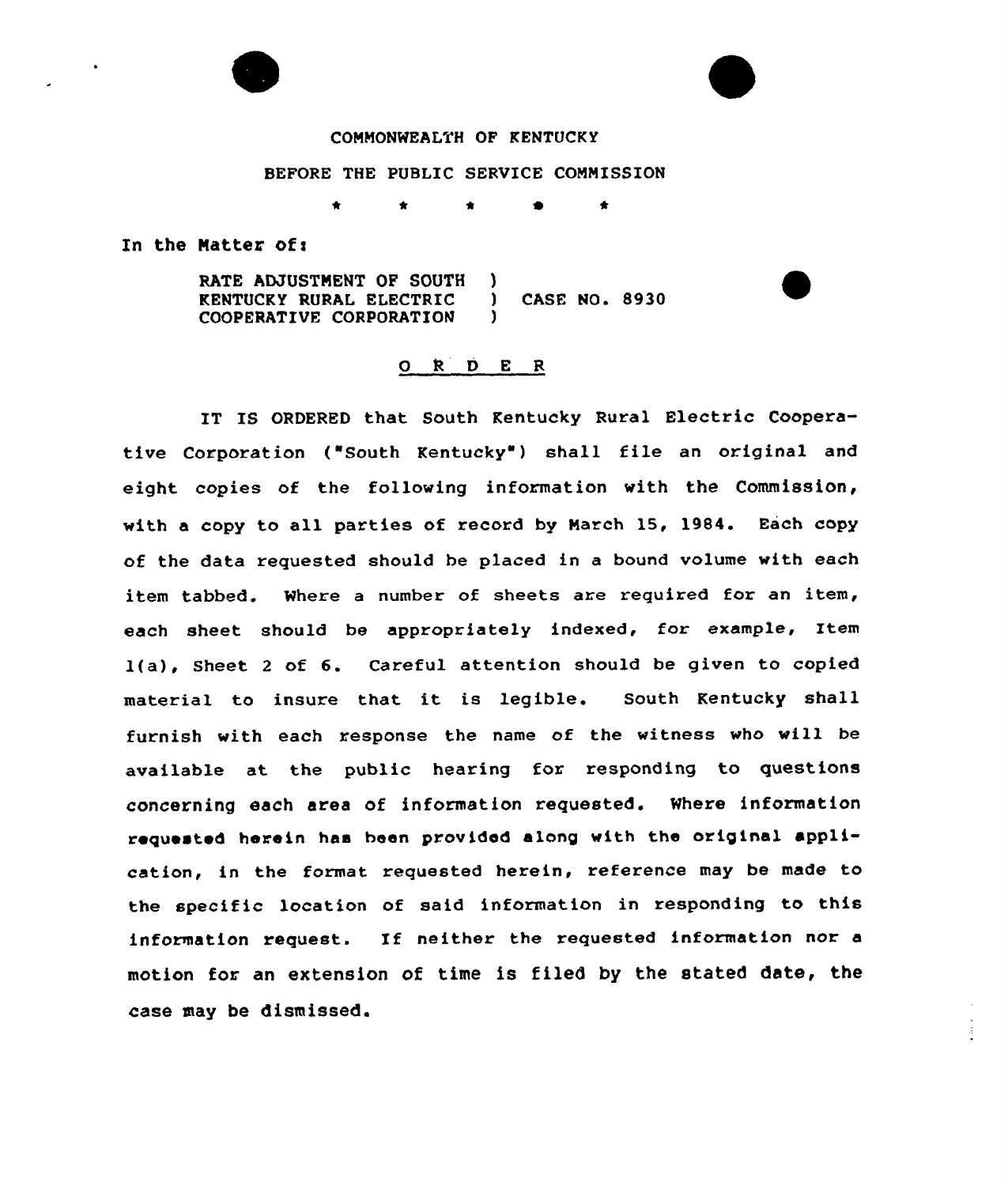COMMONWEALTH OF KENTUCKY

BEFORE THE PUBLIC SERVICE COMMISSION

\* \* \* \* \*

In the Matter of:

RATE ADJUSTMENT OF SOUTH KENTUCKY RURAL ELECTRIC COOPERATIVE CORPORATION ) CASE NO. 8930

## O R D E R

IT IS ORDERED that South Kentucky Rural Electric Cooperative Corporation ("South Kentucky") shall file an original and eight copies of the following information with the Commission, with a copy to all parties of record by March 15, 1984. Each copy of the data requested should be placed in a bound volume with each item tabbed. Where a number of sheets are required for an item, each sheet should be appropriately indexed, for example, Item 1(a), Sheet 2 of 6. Careful attention should be given to copied material to insure that it is legible. South Kentucky shall furnish with each response the name of the witness who will be available at the public hearing for responding to questions concerning each area of information requested. Where information requested herein has been provided along with the original application, in the format requested herein, reference may be made to the specific location of said information in responding to this information request. If neither the requested information nor a motion for an extension of time is filed by the stated date, the case may be dismissed.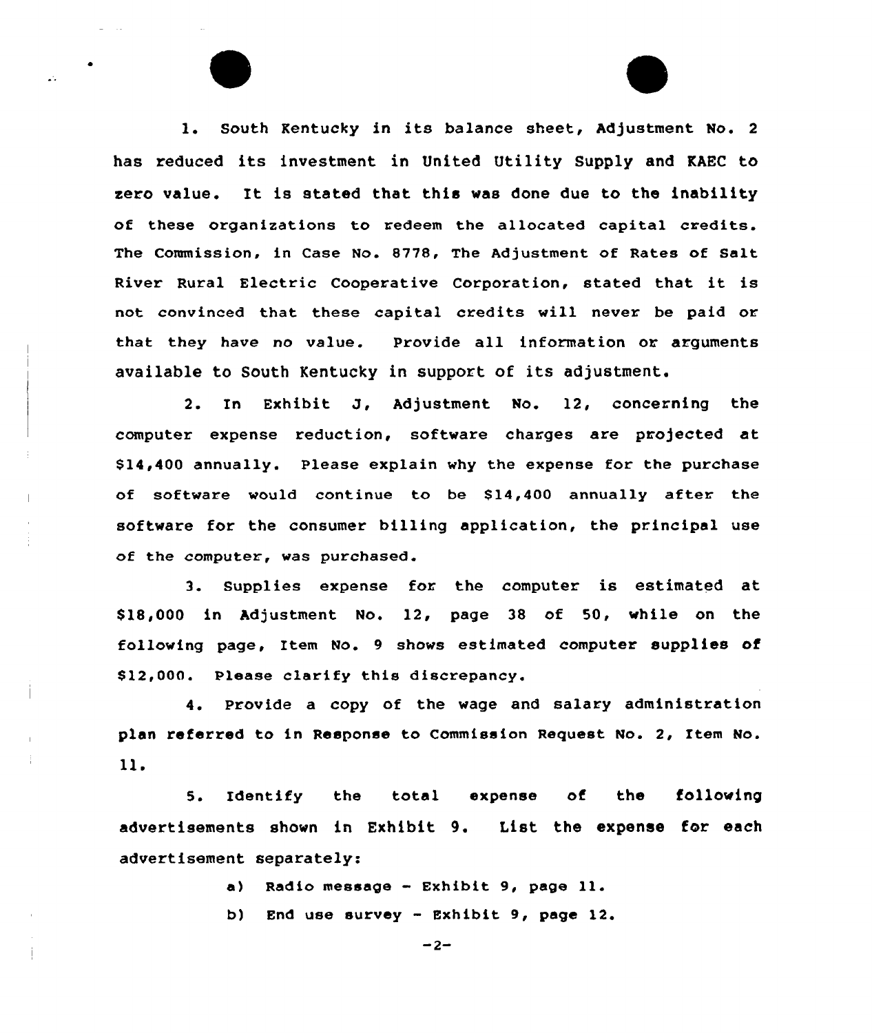1. South Kentucky in its balance sheet, Adjustment No. 2 has reduced its investment in United Utility Supply and KAEC to zero value. It is stated that this was done due to the inability of these organizations to redeem the allocated capital credits. The Commission, in Case No. 8778, The Adjustment of Rates of Salt River Rural Electric Cooperative Corporation, stated that it is not convinced that these capital credits will never be paid or that they have no value. Provide all information or arguments available to South Kentucky in support of its adjustment.

2. In Exhibit J, Adjustment No. 12, concerning the computer expense reduction, software charges are projected at $14,400 annually. Please explain why the expense for the purchase of software would continue to be $14,400 annually after the software for the consumer billing application, the principal use of the computer, was purchased.

3. Supplies expense for the computer is estimated at $18,000 in Adjustment No. 12, page 38 of 50, while on the following page, Item No. 9 shows estimated computer supplies of $12,000. Please clarify this discrepancy.

4. Provide a copy of the wage and salary administration plan referred to in Response to Commission Request No. 2, Item No. 11.

5. Identify the total expense of the following advertisements shown in Exhibit 9. List the expense for each advertisement separately:

a) Radio message - Exhibit 9, page 11.

b) End use survey - Exhibit 9, page 12.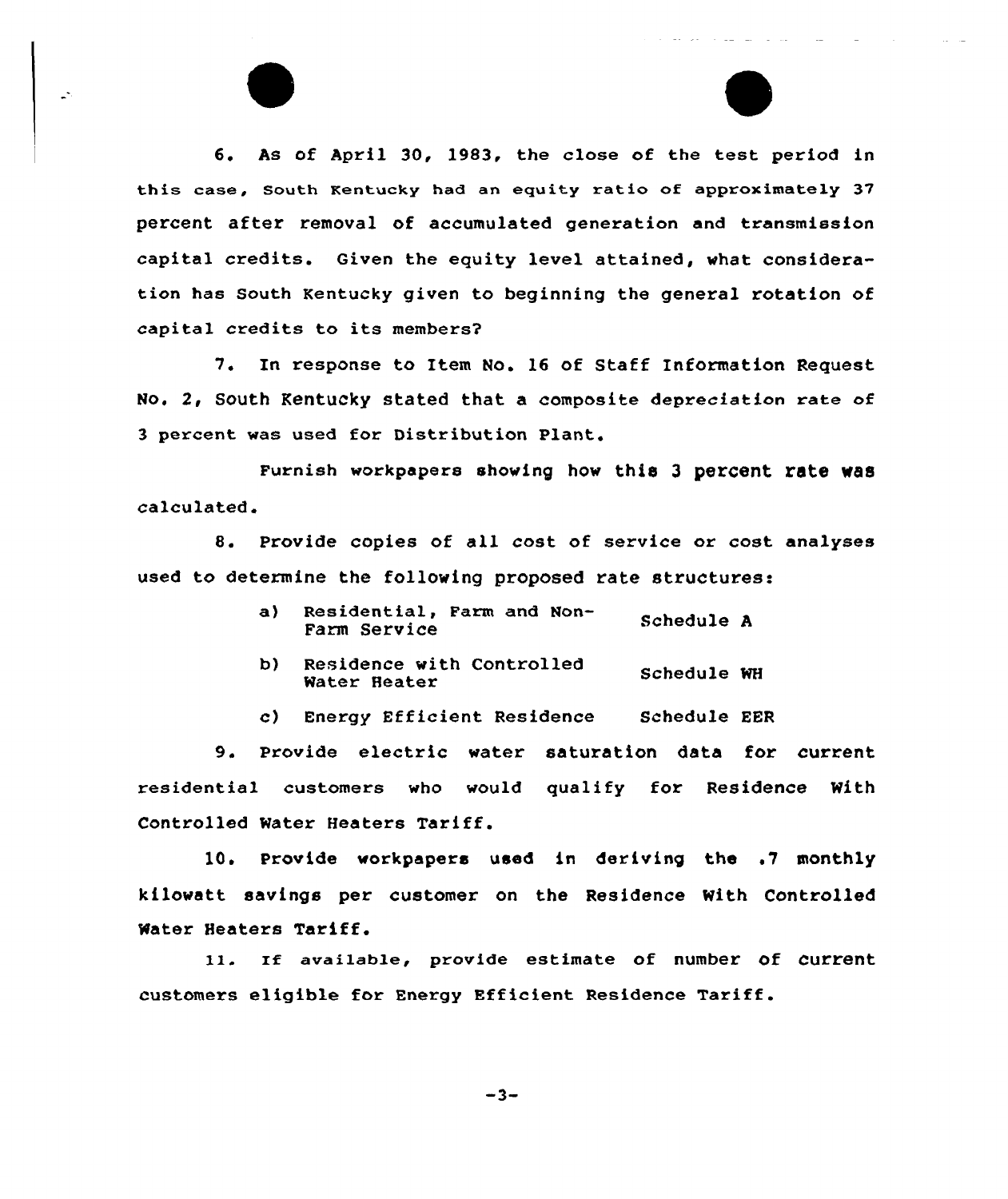6. As of April 30, 1983, the close of the test period in this case, South Kentucky had an equity ratio of approximately 37 percent after removal of accumulated generation and transmission capital credits. Given the equity level attained, what consideration has South Kentucky given to beginning the general rotation of capital credits to its members?

7. In response to Item No. 16 of Staff Information Request No. 2, South Kentucky stated that a composite depreciation rate of 3 percent was used for Distribution Plant.

Furnish workpapers showing how this 3 percent rate was calculated.

8. Provide copies of all cost of service or cost analyses used to determine the following proposed rate structures:

| | | |
|---|---|---|
| a) | Residential, Farm and Non-Farm Service | Schedule A |
| b) | Residence with Controlled Water Heater | Schedule WH |
| c) | Energy Efficient Residence | Schedule EER |

9. Provide electric water saturation data for current residential customers who would qualify for Residence With Controlled Water Heaters Tariff.

10. Provide workpapers used in deriving the .7 monthly kilowatt savings per customer on the Residence With Controlled Water Heaters Tariff.

11. If available, provide estimate of number of current customers eligible for Energy Efficient Residence Tariff.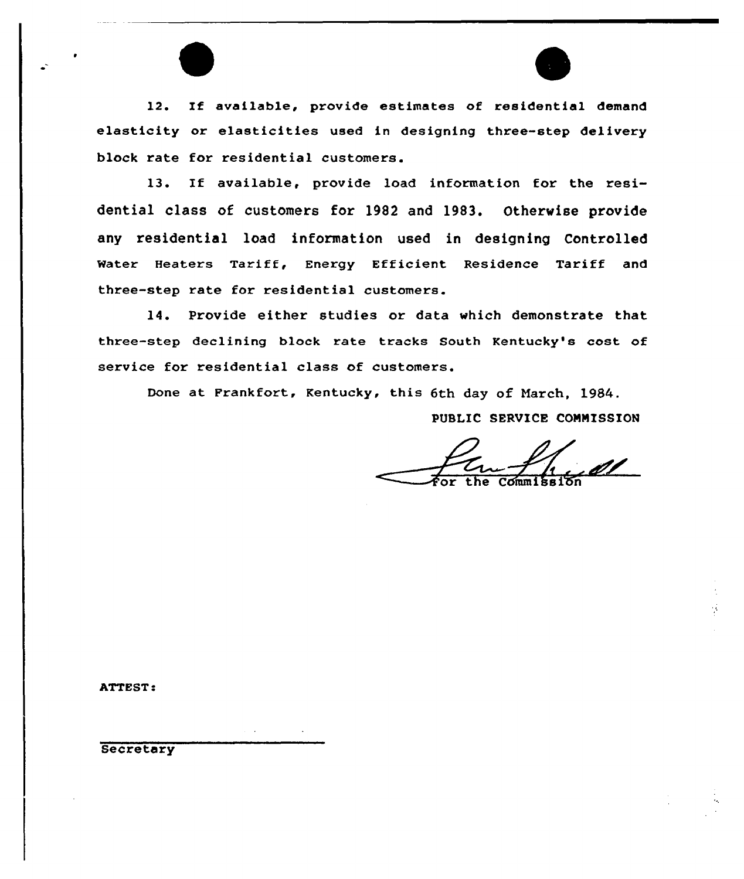12. If available, provide estimates of residential demand elasticity or elasticities used in designing three-step delivery block rate for residential customers.

13. If available, provide load information for the residential class of customers for 1982 and 1983. Otherwise provide any residential load information used in designing Controlled Water Heaters Tariff, Energy Efficient Residence Tariff and three-step rate for residential customers.

14. Provide either studies or data which demonstrate that three-step declining block rate tracks South Kentucky's cost of service for residential class of customers.

Done at Frankfort, Kentucky, this 6th day of March, 1984.

PUBLIC SERVICE COMMISSION

For the Commission

ATTEST:

Secretary